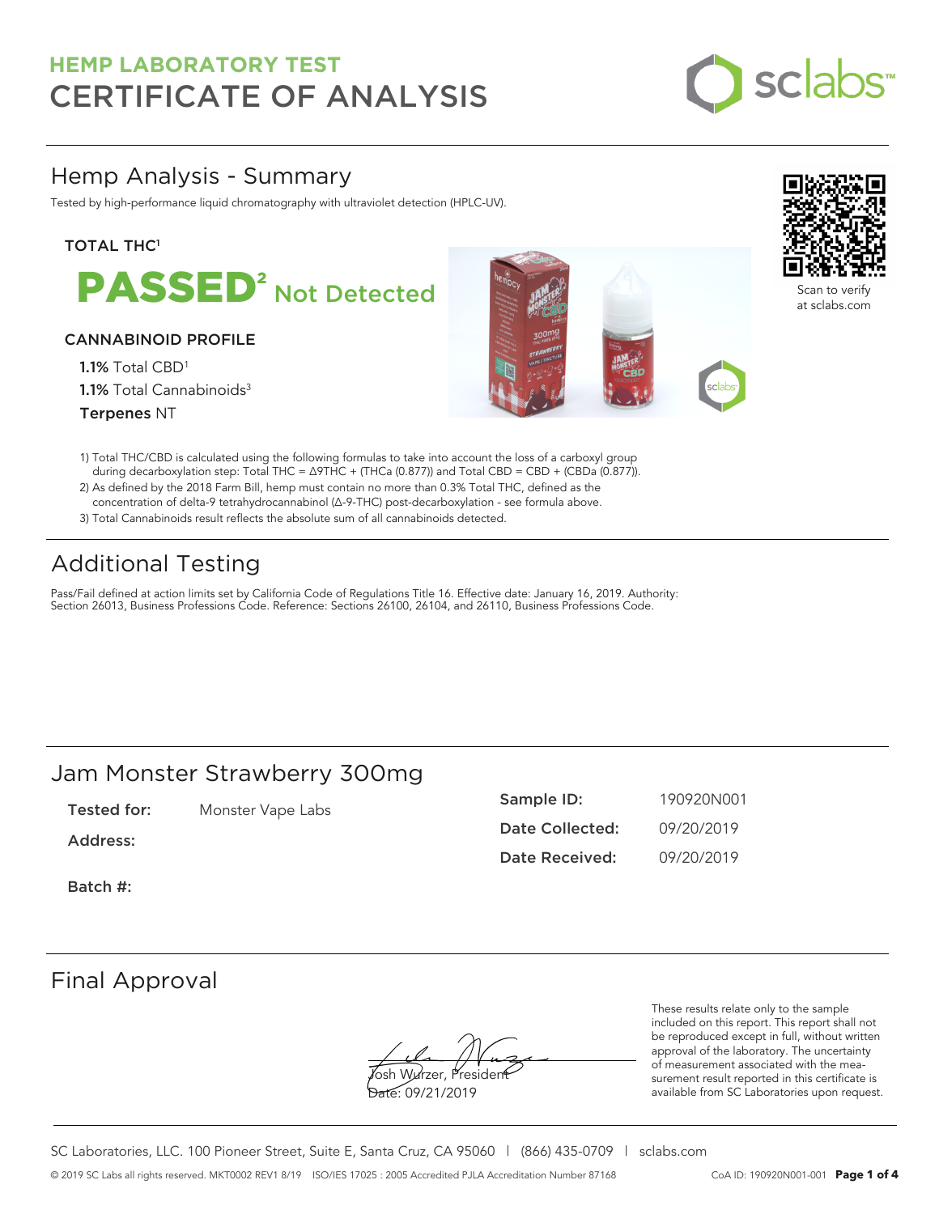# HEMP LABORATORY TEST
# CERTIFICATE OF ANALYSIS

sclabs™

## Hemp Analysis - Summary

Tested by high-performance liquid chromatography with ultraviolet detection (HPLC-UV).

Scan to verify at sclabs.com

**TOTAL THC[1]**

**PASSED[2] Not Detected**

**CANNABINOID PROFILE**

**1.1%** Total CBD[1]
**1.1%** Total Cannabinoids[3]
**Terpenes** NT

1) Total THC/CBD is calculated using the following formulas to take into account the loss of a carboxyl group during decarboxylation step: Total THC = Δ9THC + (THCa (0.877)) and Total CBD = CBD + (CBDa (0.877)).
2) As defined by the 2018 Farm Bill, hemp must contain no more than 0.3% Total THC, defined as the concentration of delta-9 tetrahydrocannabinol (Δ-9-THC) post-decarboxylation - see formula above.
3) Total Cannabinoids result reflects the absolute sum of all cannabinoids detected.

## Additional Testing

Pass/Fail defined at action limits set by California Code of Regulations Title 16. Effective date: January 16, 2019. Authority: Section 26013, Business Professions Code. Reference: Sections 26100, 26104, and 26110, Business Professions Code.

## Jam Monster Strawberry 300mg

**Tested for:** Monster Vape Labs

**Address:**

**Batch #:**

**Sample ID:** 190920N001

**Date Collected:** 09/20/2019

**Date Received:** 09/20/2019

## Final Approval

Josh Wurzer, President
Date: 09/21/2019

These results relate only to the sample included on this report. This report shall not be reproduced except in full, without written approval of the laboratory. The uncertainty of measurement associated with the measurement result reported in this certificate is available from SC Laboratories upon request.

SC Laboratories, LLC. 100 Pioneer Street, Suite E, Santa Cruz, CA 95060 | (866) 435-0709 | sclabs.com

© 2019 SC Labs all rights reserved. MKT0002 REV1 8/19 ISO/IES 17025 : 2005 Accredited PJLA Accreditation Number 87168 CoA ID: 190920N001-001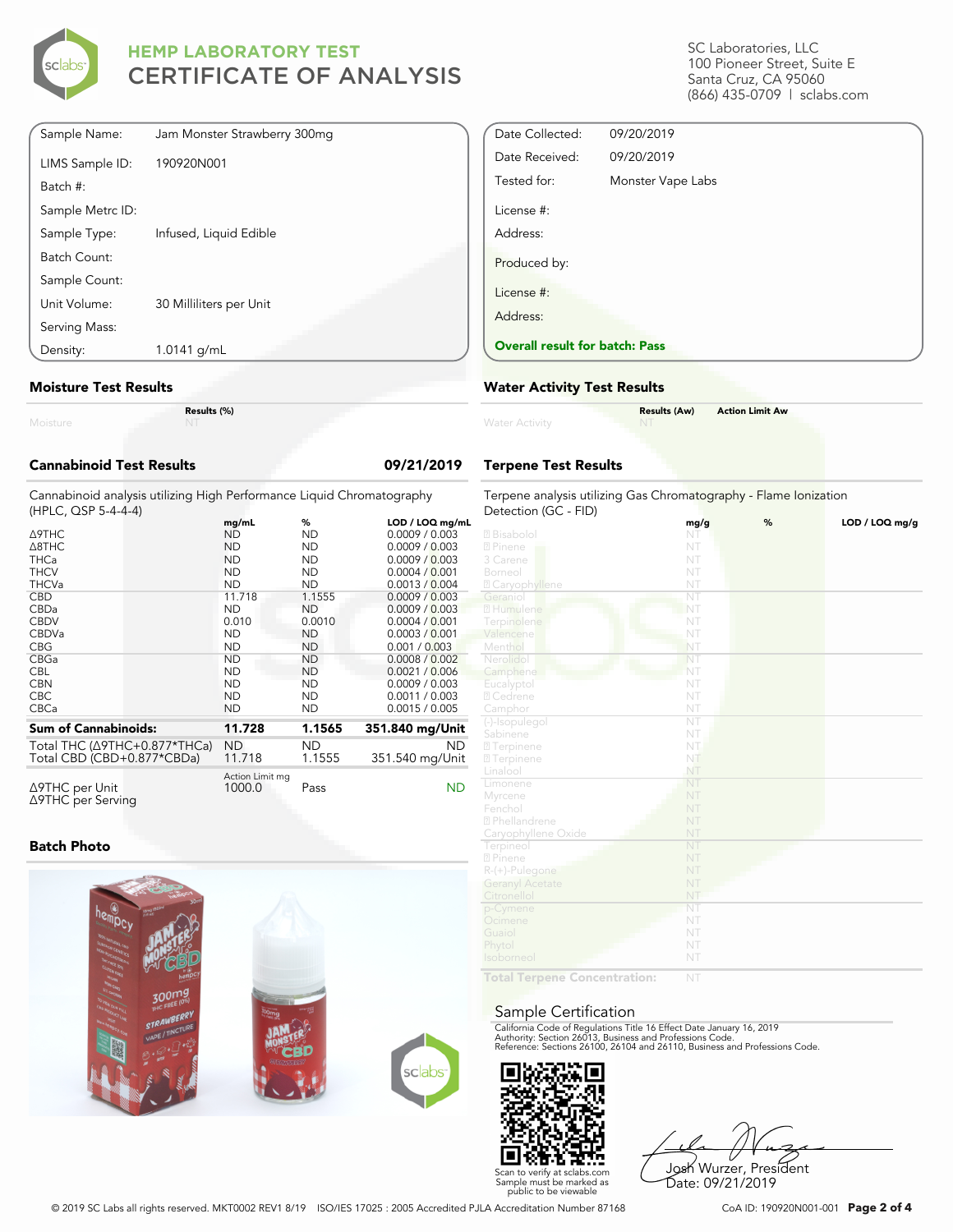# HEMP LABORATORY TEST
# CERTIFICATE OF ANALYSIS

SC Laboratories, LLC
100 Pioneer Street, Suite E
Santa Cruz, CA 95060
(866) 435-0709 | sclabs.com

| | |
|---|---|
| Sample Name: | Jam Monster Strawberry 300mg |
| LIMS Sample ID: | 190920N001 |
| Batch #: | |
| Sample Metrc ID: | |
| Sample Type: | Infused, Liquid Edible |
| Batch Count: | |
| Sample Count: | |
| Unit Volume: | 30 Milliliters per Unit |
| Serving Mass: | |
| Density: | 1.0141 g/mL |

| | |
|---|---|
| Date Collected: | 09/20/2019 |
| Date Received: | 09/20/2019 |
| Tested for: | Monster Vape Labs |
| License #: | |
| Address: | |
| Produced by: | |
| License #: | |
| Address: | |

**Overall result for batch: Pass**

## Moisture Test Results

| | Results (%) |
|---|---|
| Moisture | NT |

## Water Activity Test Results

| | Results (Aw) | Action Limit Aw |
|---|---|---|
| Water Activity | NT | |

## Cannabinoid Test Results 09/21/2019

Cannabinoid analysis utilizing High Performance Liquid Chromatography (HPLC, QSP 5-4-4-4)

| | mg/mL | % | LOD / LOQ mg/mL |
|---|---|---|---|
| Δ9THC | ND | ND | 0.0009 / 0.003 |
| Δ8THC | ND | ND | 0.0009 / 0.003 |
| THCa | ND | ND | 0.0009 / 0.003 |
| THCV | ND | ND | 0.0004 / 0.001 |
| THCVa | ND | ND | 0.0013 / 0.004 |
| CBD | 11.718 | 1.1555 | 0.0009 / 0.003 |
| CBDa | ND | ND | 0.0009 / 0.003 |
| CBDV | 0.010 | 0.0010 | 0.0004 / 0.001 |
| CBDVa | ND | ND | 0.0003 / 0.001 |
| CBG | ND | ND | 0.001 / 0.003 |
| CBGa | ND | ND | 0.0008 / 0.002 |
| CBL | ND | ND | 0.0021 / 0.006 |
| CBN | ND | ND | 0.0009 / 0.003 |
| CBC | ND | ND | 0.0011 / 0.003 |
| CBCa | ND | ND | 0.0015 / 0.005 |
| **Sum of Cannabinoids:** | **11.728** | **1.1565** | **351.840 mg/Unit** |
| Total THC (Δ9THC+0.877*THCa) | ND | ND | ND |
| Total CBD (CBD+0.877*CBDa) | 11.718 | 1.1555 | 351.540 mg/Unit |

| | Action Limit mg | | |
|---|---|---|---|
| Δ9THC per Unit | 1000.0 | Pass | ND |
| Δ9THC per Serving | | | |

## Terpene Test Results

Terpene analysis utilizing Gas Chromatography - Flame Ionization Detection (GC - FID)

| | mg/g | % | LOD / LOQ mg/g |
|---|---|---|---|
| Bisabolol | NT | | |
| Pinene | NT | | |
| 3 Carene | NT | | |
| Borneol | NT | | |
| Caryophyllene | NT | | |
| Geraniol | NT | | |
| Humulene | NT | | |
| Terpinolene | NT | | |
| Valencene | NT | | |
| Menthol | NT | | |
| Nerolidol | NT | | |
| Camphene | NT | | |
| Eucalyptol | NT | | |
| Cedrene | NT | | |
| Camphor | NT | | |
| (-)-Isopulegol | NT | | |
| Sabinene | NT | | |
| Terpinene | NT | | |
| Terpinene | NT | | |
| Linalool | NT | | |
| Limonene | NT | | |
| Myrcene | NT | | |
| Fenchol | NT | | |
| Phellandrene | NT | | |
| Caryophyllene Oxide | NT | | |
| Terpineol | NT | | |
| Pinene | NT | | |
| R-(+)-Pulegone | NT | | |
| Geranyl Acetate | NT | | |
| Citronellol | NT | | |
| p-Cymene | NT | | |
| Ocimene | NT | | |
| Guaiol | NT | | |
| Phytol | NT | | |
| Isoborneol | NT | | |
| **Total Terpene Concentration:** | NT | | |

## Batch Photo

## Sample Certification

California Code of Regulations Title 16 Effect Date January 16, 2019
Authority: Section 26013, Business and Professions Code.
Reference: Sections 26100, 26104 and 26110, Business and Professions Code.

Scan to verify at sclabs.com
Sample must be marked as public to be viewable

Josh Wurzer, President
Date: 09/21/2019

© 2019 SC Labs all rights reserved. MKT0002 REV1 8/19 ISO/IES 17025 : 2005 Accredited PJLA Accreditation Number 87168

CoA ID: 190920N001-001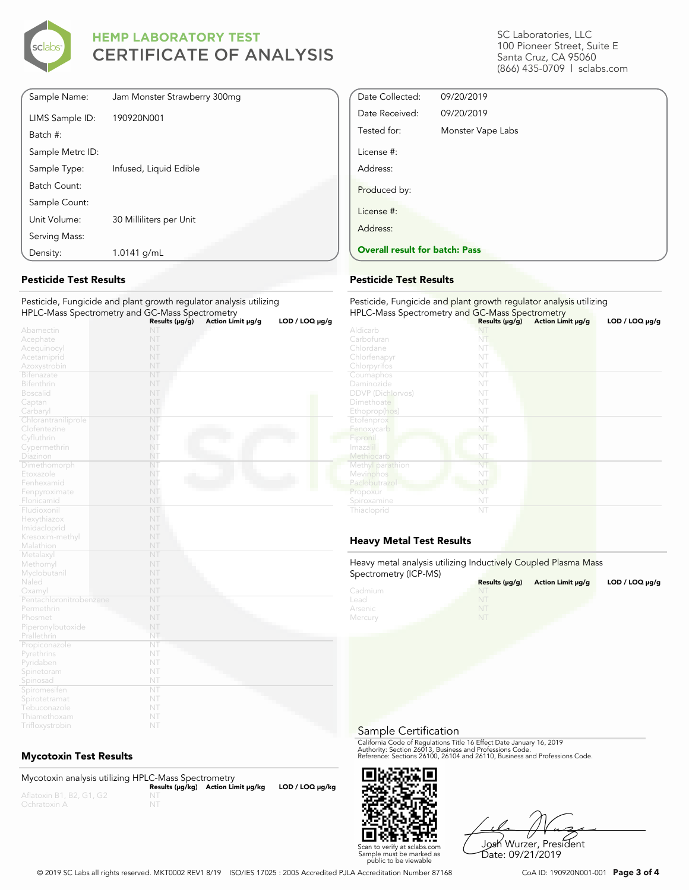# HEMP LABORATORY TEST
# CERTIFICATE OF ANALYSIS

SC Laboratories, LLC
100 Pioneer Street, Suite E
Santa Cruz, CA 95060
(866) 435-0709 | sclabs.com

| | |
|---|---|
| Sample Name: | Jam Monster Strawberry 300mg |
| LIMS Sample ID: | 190920N001 |
| Batch #: | |
| Sample Metrc ID: | |
| Sample Type: | Infused, Liquid Edible |
| Batch Count: | |
| Sample Count: | |
| Unit Volume: | 30 Milliliters per Unit |
| Serving Mass: | |
| Density: | 1.0141 g/mL |

| | |
|---|---|
| Date Collected: | 09/20/2019 |
| Date Received: | 09/20/2019 |
| Tested for: | Monster Vape Labs |
| License #: | |
| Address: | |
| Produced by: | |
| License #: | |
| Address: | |

**Overall result for batch: Pass**

## Pesticide Test Results

Pesticide, Fungicide and plant growth regulator analysis utilizing HPLC-Mass Spectrometry and GC-Mass Spectrometry

| | Results (μg/g) | Action Limit μg/g | LOD / LOQ μg/g |
|---|---|---|---|
| Abamectin | NT | | |
| Acephate | NT | | |
| Acequinocyl | NT | | |
| Acetamiprid | NT | | |
| Azoxystrobin | NT | | |
| Bifenazate | NT | | |
| Bifenthrin | NT | | |
| Boscalid | NT | | |
| Captan | NT | | |
| Carbaryl | NT | | |
| Chlorantraniliprole | NT | | |
| Clofentezine | NT | | |
| Cyfluthrin | NT | | |
| Cypermethrin | NT | | |
| Diazinon | NT | | |
| Dimethomorph | NT | | |
| Etoxazole | NT | | |
| Fenhexamid | NT | | |
| Fenpyroximate | NT | | |
| Flonicamid | NT | | |
| Fludioxonil | NT | | |
| Hexythiazox | NT | | |
| Imidacloprid | NT | | |
| Kresoxim-methyl | NT | | |
| Malathion | NT | | |
| Metalaxyl | NT | | |
| Methomyl | NT | | |
| Myclobutanil | NT | | |
| Naled | NT | | |
| Oxamyl | NT | | |
| Pentachloronitrobenzene | NT | | |
| Permethrin | NT | | |
| Phosmet | NT | | |
| Piperonylbutoxide | NT | | |
| Prallethrin | NT | | |
| Propiconazole | NT | | |
| Pyrethrins | NT | | |
| Pyridaben | NT | | |
| Spinetoram | NT | | |
| Spinosad | NT | | |
| Spiromesifen | NT | | |
| Spirotetramat | NT | | |
| Tebuconazole | NT | | |
| Thiamethoxam | NT | | |
| Trifloxystrobin | NT | | |

## Pesticide Test Results

Pesticide, Fungicide and plant growth regulator analysis utilizing HPLC-Mass Spectrometry and GC-Mass Spectrometry

| | Results (μg/g) | Action Limit μg/g | LOD / LOQ μg/g |
|---|---|---|---|
| Aldicarb | NT | | |
| Carbofuran | NT | | |
| Chlordane | NT | | |
| Chlorfenapyr | NT | | |
| Chlorpyrifos | NT | | |
| Coumaphos | NT | | |
| Daminozide | NT | | |
| DDVP (Dichlorvos) | NT | | |
| Dimethoate | NT | | |
| Ethoprop(hos) | NT | | |
| Etofenprox | NT | | |
| Fenoxycarb | NT | | |
| Fipronil | NT | | |
| Imazalil | NT | | |
| Methiocarb | NT | | |
| Methyl parathion | NT | | |
| Mevinphos | NT | | |
| Paclobutrazol | NT | | |
| Propoxur | NT | | |
| Spiroxamine | NT | | |
| Thiacloprid | NT | | |

## Mycotoxin Test Results

Mycotoxin analysis utilizing HPLC-Mass Spectrometry

| | Results (μg/kg) | Action Limit μg/kg | LOD / LOQ μg/kg |
|---|---|---|---|
| Aflatoxin B1, B2, G1, G2 | NT | | |
| Ochratoxin A | NT | | |

## Heavy Metal Test Results

Heavy metal analysis utilizing Inductively Coupled Plasma Mass Spectrometry (ICP-MS)

| | Results (μg/g) | Action Limit μg/g | LOD / LOQ μg/g |
|---|---|---|---|
| Cadmium | NT | | |
| Lead | NT | | |
| Arsenic | NT | | |
| Mercury | NT | | |

## Sample Certification

California Code of Regulations Title 16 Effect Date January 16, 2019
Authority: Section 26013, Business and Professions Code.
Reference: Sections 26100, 26104 and 26110, Business and Professions Code.

Scan to verify at sclabs.com
Sample must be marked as public to be viewable

Josh Wurzer, President
Date: 09/21/2019

© 2019 SC Labs all rights reserved. MKT0002 REV1 8/19 ISO/IES 17025 : 2005 Accredited PJLA Accreditation Number 87168

CoA ID: 190920N001-001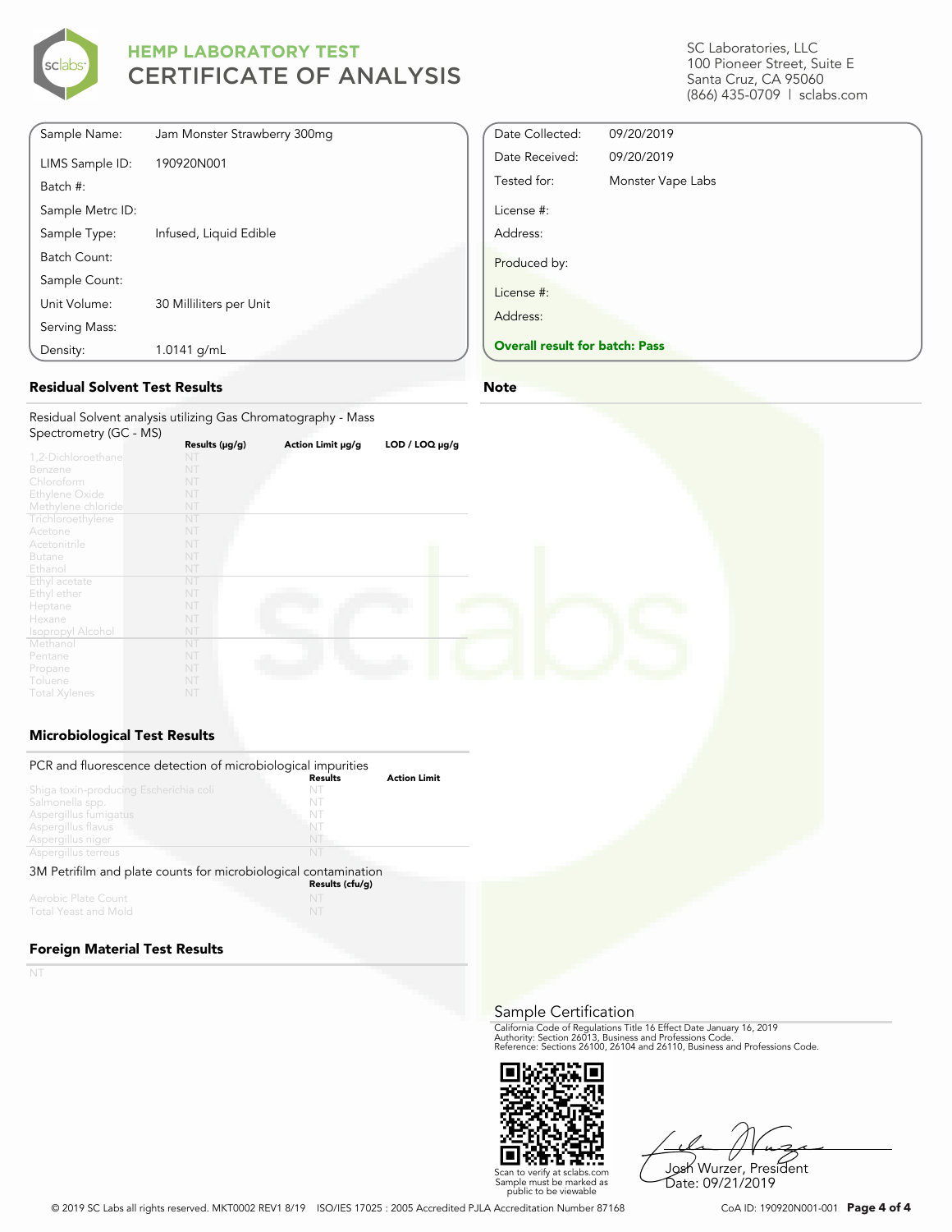# HEMP LABORATORY TEST
# CERTIFICATE OF ANALYSIS

SC Laboratories, LLC
100 Pioneer Street, Suite E
Santa Cruz, CA 95060
(866) 435-0709 | sclabs.com

| | |
|---|---|
| Sample Name: | Jam Monster Strawberry 300mg |
| LIMS Sample ID: | 190920N001 |
| Batch #: | |
| Sample Metrc ID: | |
| Sample Type: | Infused, Liquid Edible |
| Batch Count: | |
| Sample Count: | |
| Unit Volume: | 30 Milliliters per Unit |
| Serving Mass: | |
| Density: | 1.0141 g/mL |

| | |
|---|---|
| Date Collected: | 09/20/2019 |
| Date Received: | 09/20/2019 |
| Tested for: | Monster Vape Labs |
| License #: | |
| Address: | |
| Produced by: | |
| License #: | |
| Address: | |

**Overall result for batch: Pass**

## Residual Solvent Test Results

Residual Solvent analysis utilizing Gas Chromatography - Mass Spectrometry (GC - MS)

| | Results (µg/g) | Action Limit µg/g | LOD / LOQ µg/g |
|---|---|---|---|
| 1,2-Dichloroethane | NT | | |
| Benzene | NT | | |
| Chloroform | NT | | |
| Ethylene Oxide | NT | | |
| Methylene chloride | NT | | |
| Trichloroethylene | NT | | |
| Acetone | NT | | |
| Acetonitrile | NT | | |
| Butane | NT | | |
| Ethanol | NT | | |
| Ethyl acetate | NT | | |
| Ethyl ether | NT | | |
| Heptane | NT | | |
| Hexane | NT | | |
| Isopropyl Alcohol | NT | | |
| Methanol | NT | | |
| Pentane | NT | | |
| Propane | NT | | |
| Toluene | NT | | |
| Total Xylenes | NT | | |

## Note

## Microbiological Test Results

PCR and fluorescence detection of microbiological impurities

| | Results | Action Limit |
|---|---|---|
| Shiga toxin-producing Escherichia coli | NT | |
| Salmonella spp. | NT | |
| Aspergillus fumigatus | NT | |
| Aspergillus flavus | NT | |
| Aspergillus niger | NT | |
| Aspergillus terreus | NT | |

3M Petrifilm and plate counts for microbiological contamination

| | Results (cfu/g) |
|---|---|
| Aerobic Plate Count | NT |
| Total Yeast and Mold | NT |

## Foreign Material Test Results

NT

## Sample Certification

California Code of Regulations Title 16 Effect Date January 16, 2019
Authority: Section 26013, Business and Professions Code.
Reference: Sections 26100, 26104 and 26110, Business and Professions Code.

Scan to verify at sclabs.com
Sample must be marked as public to be viewable

Josh Wurzer, President
Date: 09/21/2019

© 2019 SC Labs all rights reserved. MKT0002 REV1 8/19 ISO/IES 17025 : 2005 Accredited PJLA Accreditation Number 87168

CoA ID: 190920N001-001